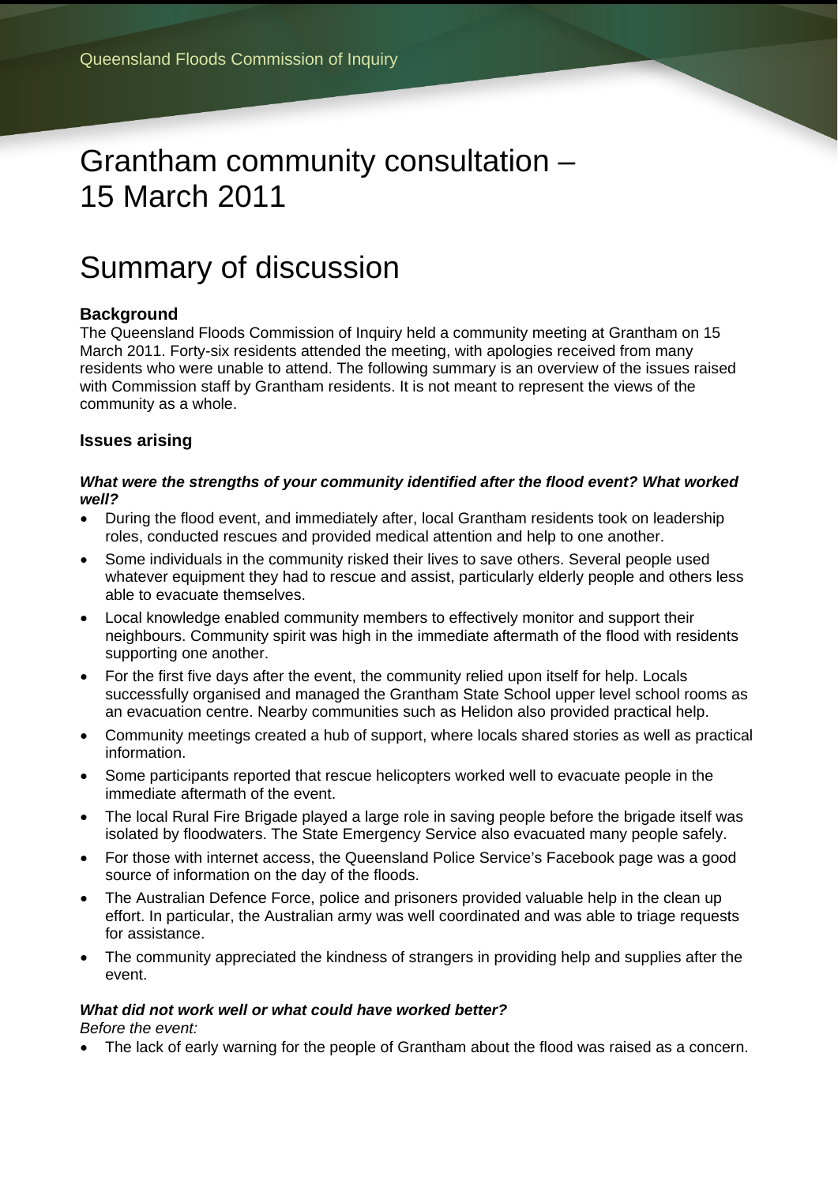# Grantham community consultation – 15 March 2011

# Summary of discussion

### Background

The Queensland Floods Commission of Inquiry held a community meeting at Grantham on 15 March 2011. Forty-six residents attended the meeting, with apologies received from many residents who were unable to attend. The following summary is an overview of the issues raised with Commission staff by Grantham residents. It is not meant to represent the views of the community as a whole.

### Issues arising

***What were the strengths of your community identified after the flood event? What worked well?***

- During the flood event, and immediately after, local Grantham residents took on leadership roles, conducted rescues and provided medical attention and help to one another.
- Some individuals in the community risked their lives to save others. Several people used whatever equipment they had to rescue and assist, particularly elderly people and others less able to evacuate themselves.
- Local knowledge enabled community members to effectively monitor and support their neighbours. Community spirit was high in the immediate aftermath of the flood with residents supporting one another.
- For the first five days after the event, the community relied upon itself for help. Locals successfully organised and managed the Grantham State School upper level school rooms as an evacuation centre. Nearby communities such as Helidon also provided practical help.
- Community meetings created a hub of support, where locals shared stories as well as practical information.
- Some participants reported that rescue helicopters worked well to evacuate people in the immediate aftermath of the event.
- The local Rural Fire Brigade played a large role in saving people before the brigade itself was isolated by floodwaters. The State Emergency Service also evacuated many people safely.
- For those with internet access, the Queensland Police Service's Facebook page was a good source of information on the day of the floods.
- The Australian Defence Force, police and prisoners provided valuable help in the clean up effort. In particular, the Australian army was well coordinated and was able to triage requests for assistance.
- The community appreciated the kindness of strangers in providing help and supplies after the event.

***What did not work well or what could have worked better?***

*Before the event:*

- The lack of early warning for the people of Grantham about the flood was raised as a concern.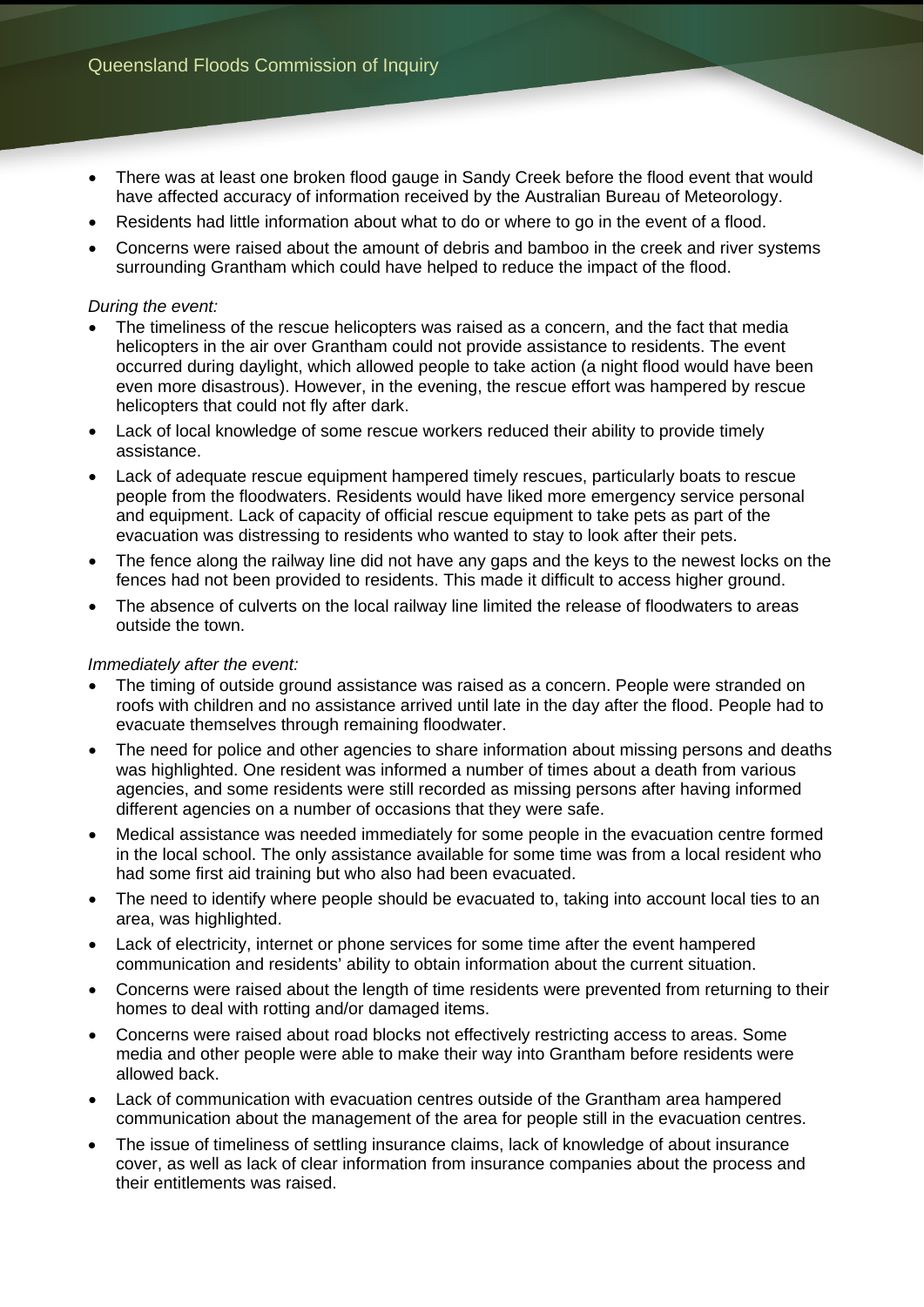- There was at least one broken flood gauge in Sandy Creek before the flood event that would have affected accuracy of information received by the Australian Bureau of Meteorology.
- Residents had little information about what to do or where to go in the event of a flood.
- Concerns were raised about the amount of debris and bamboo in the creek and river systems surrounding Grantham which could have helped to reduce the impact of the flood.

*During the event:*

- The timeliness of the rescue helicopters was raised as a concern, and the fact that media helicopters in the air over Grantham could not provide assistance to residents. The event occurred during daylight, which allowed people to take action (a night flood would have been even more disastrous). However, in the evening, the rescue effort was hampered by rescue helicopters that could not fly after dark.
- Lack of local knowledge of some rescue workers reduced their ability to provide timely assistance.
- Lack of adequate rescue equipment hampered timely rescues, particularly boats to rescue people from the floodwaters. Residents would have liked more emergency service personal and equipment. Lack of capacity of official rescue equipment to take pets as part of the evacuation was distressing to residents who wanted to stay to look after their pets.
- The fence along the railway line did not have any gaps and the keys to the newest locks on the fences had not been provided to residents. This made it difficult to access higher ground.
- The absence of culverts on the local railway line limited the release of floodwaters to areas outside the town.

*Immediately after the event:*

- The timing of outside ground assistance was raised as a concern. People were stranded on roofs with children and no assistance arrived until late in the day after the flood. People had to evacuate themselves through remaining floodwater.
- The need for police and other agencies to share information about missing persons and deaths was highlighted. One resident was informed a number of times about a death from various agencies, and some residents were still recorded as missing persons after having informed different agencies on a number of occasions that they were safe.
- Medical assistance was needed immediately for some people in the evacuation centre formed in the local school. The only assistance available for some time was from a local resident who had some first aid training but who also had been evacuated.
- The need to identify where people should be evacuated to, taking into account local ties to an area, was highlighted.
- Lack of electricity, internet or phone services for some time after the event hampered communication and residents' ability to obtain information about the current situation.
- Concerns were raised about the length of time residents were prevented from returning to their homes to deal with rotting and/or damaged items.
- Concerns were raised about road blocks not effectively restricting access to areas. Some media and other people were able to make their way into Grantham before residents were allowed back.
- Lack of communication with evacuation centres outside of the Grantham area hampered communication about the management of the area for people still in the evacuation centres.
- The issue of timeliness of settling insurance claims, lack of knowledge of about insurance cover, as well as lack of clear information from insurance companies about the process and their entitlements was raised.